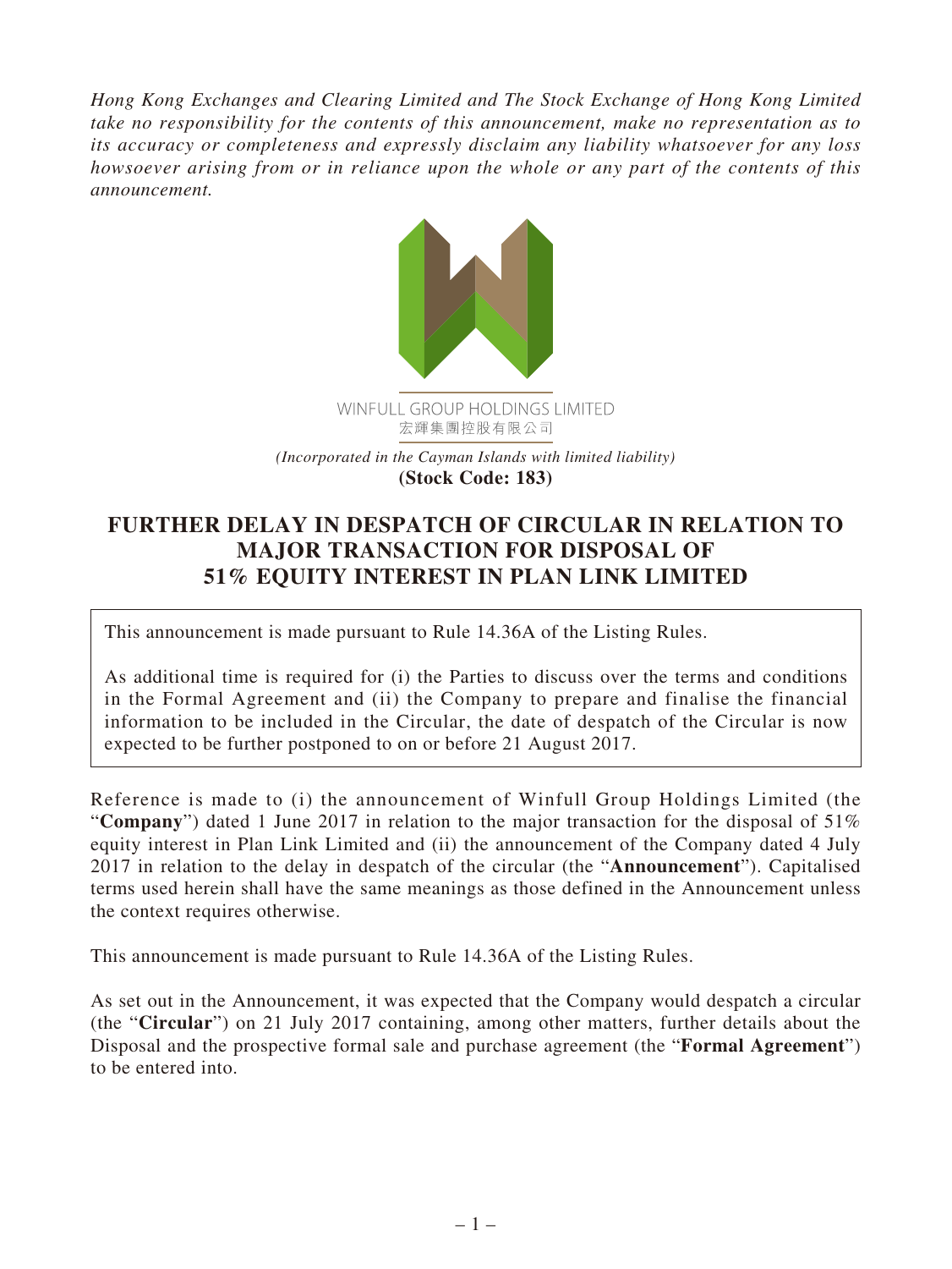*Hong Kong Exchanges and Clearing Limited and The Stock Exchange of Hong Kong Limited take no responsibility for the contents of this announcement, make no representation as to its accuracy or completeness and expressly disclaim any liability whatsoever for any loss howsoever arising from or in reliance upon the whole or any part of the contents of this announcement.*

WINFULL GROUP HOLDINGS LIMITED
宏輝集團控股有限公司

*(Incorporated in the Cayman Islands with limited liability)*
**(Stock Code: 183)**

# FURTHER DELAY IN DESPATCH OF CIRCULAR IN RELATION TO MAJOR TRANSACTION FOR DISPOSAL OF 51% EQUITY INTEREST IN PLAN LINK LIMITED

This announcement is made pursuant to Rule 14.36A of the Listing Rules.

As additional time is required for (i) the Parties to discuss over the terms and conditions in the Formal Agreement and (ii) the Company to prepare and finalise the financial information to be included in the Circular, the date of despatch of the Circular is now expected to be further postponed to on or before 21 August 2017.

Reference is made to (i) the announcement of Winfull Group Holdings Limited (the "**Company**") dated 1 June 2017 in relation to the major transaction for the disposal of 51% equity interest in Plan Link Limited and (ii) the announcement of the Company dated 4 July 2017 in relation to the delay in despatch of the circular (the "**Announcement**"). Capitalised terms used herein shall have the same meanings as those defined in the Announcement unless the context requires otherwise.

This announcement is made pursuant to Rule 14.36A of the Listing Rules.

As set out in the Announcement, it was expected that the Company would despatch a circular (the "**Circular**") on 21 July 2017 containing, among other matters, further details about the Disposal and the prospective formal sale and purchase agreement (the "**Formal Agreement**") to be entered into.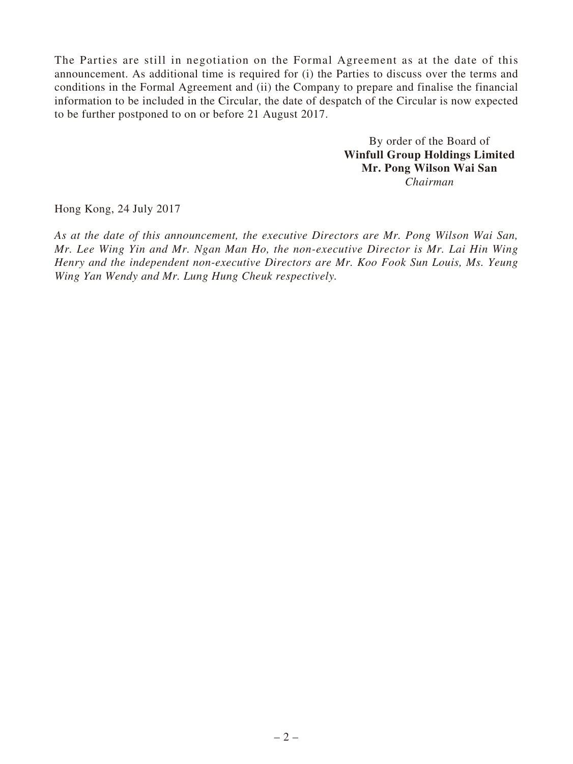The Parties are still in negotiation on the Formal Agreement as at the date of this announcement. As additional time is required for (i) the Parties to discuss over the terms and conditions in the Formal Agreement and (ii) the Company to prepare and finalise the financial information to be included in the Circular, the date of despatch of the Circular is now expected to be further postponed to on or before 21 August 2017.

By order of the Board of
**Winfull Group Holdings Limited**
**Mr. Pong Wilson Wai San**
*Chairman*

Hong Kong, 24 July 2017

*As at the date of this announcement, the executive Directors are Mr. Pong Wilson Wai San, Mr. Lee Wing Yin and Mr. Ngan Man Ho, the non-executive Director is Mr. Lai Hin Wing Henry and the independent non-executive Directors are Mr. Koo Fook Sun Louis, Ms. Yeung Wing Yan Wendy and Mr. Lung Hung Cheuk respectively.*